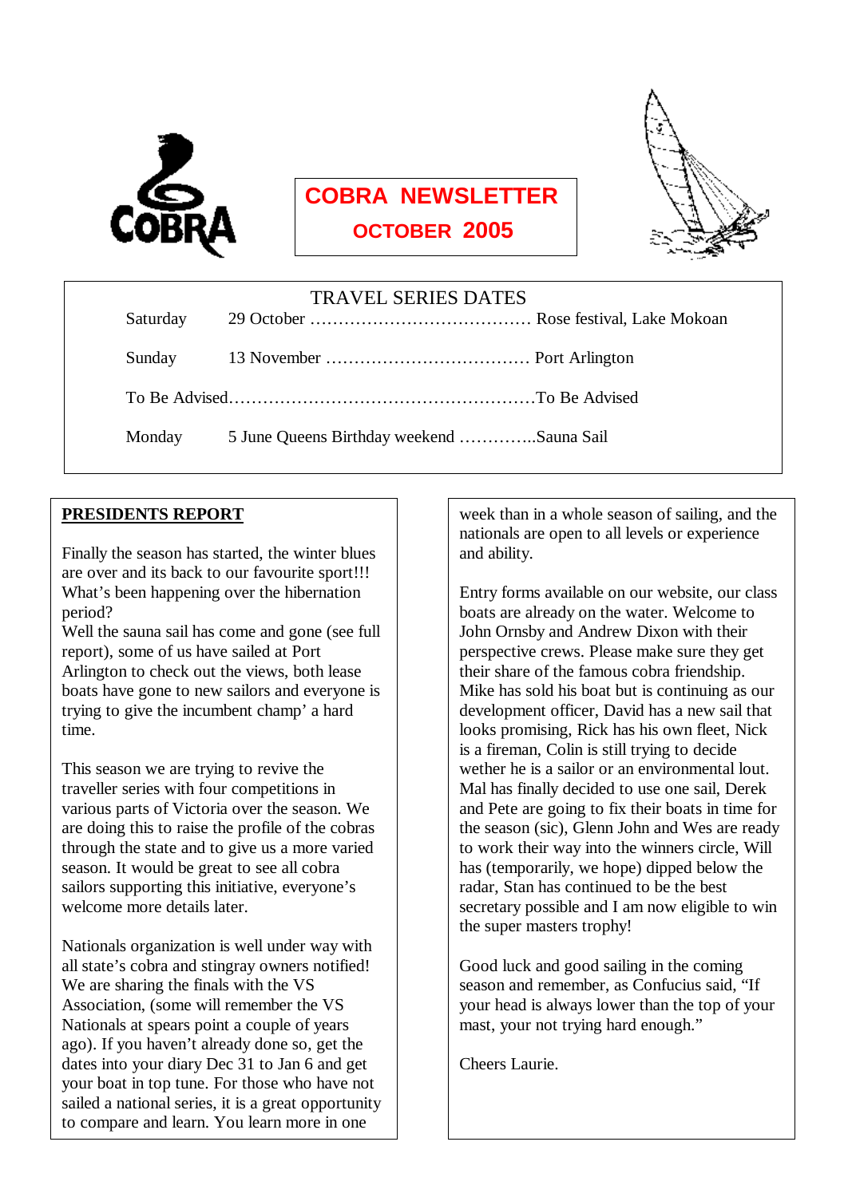# COBRA NEWSLETTER

## OCTOBER 2005

### TRAVEL SERIES DATES

Saturday 29 October ……………………………….. Rose festival, Lake Mokoan

Sunday 13 November ……………………………… Port Arlington

To Be Advised………………………………………………To Be Advised

Monday 5 June Queens Birthday weekend …………..Sauna Sail

## PRESIDENTS REPORT

Finally the season has started, the winter blues are over and its back to our favourite sport!!! What's been happening over the hibernation period?
Well the sauna sail has come and gone (see full report), some of us have sailed at Port Arlington to check out the views, both lease boats have gone to new sailors and everyone is trying to give the incumbent champ' a hard time.

This season we are trying to revive the traveller series with four competitions in various parts of Victoria over the season. We are doing this to raise the profile of the cobras through the state and to give us a more varied season. It would be great to see all cobra sailors supporting this initiative, everyone's welcome more details later.

Nationals organization is well under way with all state's cobra and stingray owners notified! We are sharing the finals with the VS Association, (some will remember the VS Nationals at spears point a couple of years ago). If you haven't already done so, get the dates into your diary Dec 31 to Jan 6 and get your boat in top tune. For those who have not sailed a national series, it is a great opportunity to compare and learn. You learn more in one week than in a whole season of sailing, and the nationals are open to all levels or experience and ability.

Entry forms available on our website, our class boats are already on the water. Welcome to John Ornsby and Andrew Dixon with their perspective crews. Please make sure they get their share of the famous cobra friendship. Mike has sold his boat but is continuing as our development officer, David has a new sail that looks promising, Rick has his own fleet, Nick is a fireman, Colin is still trying to decide wether he is a sailor or an environmental lout. Mal has finally decided to use one sail, Derek and Pete are going to fix their boats in time for the season (sic), Glenn John and Wes are ready to work their way into the winners circle, Will has (temporarily, we hope) dipped below the radar, Stan has continued to be the best secretary possible and I am now eligible to win the super masters trophy!

Good luck and good sailing in the coming season and remember, as Confucius said, "If your head is always lower than the top of your mast, your not trying hard enough."

Cheers Laurie.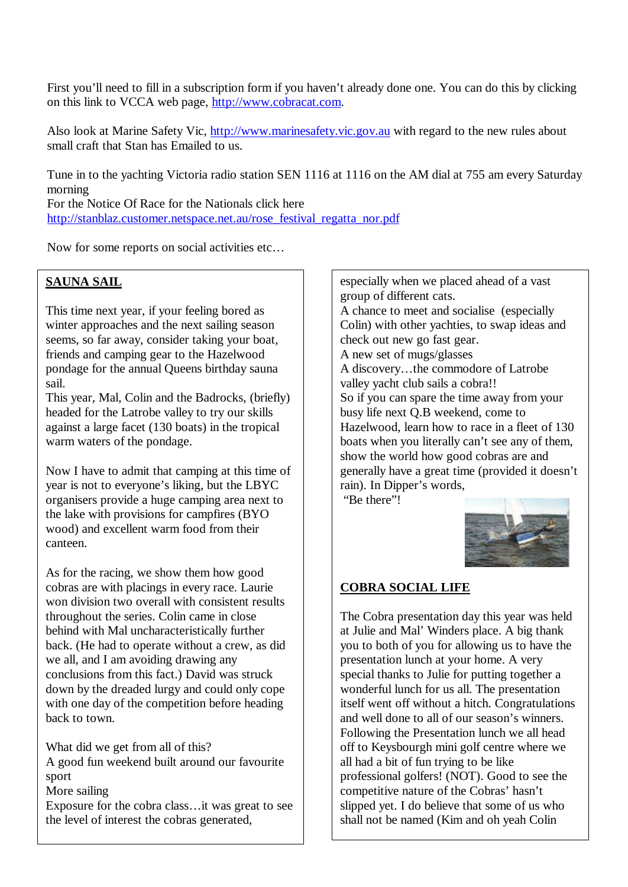First you'll need to fill in a subscription form if you haven't already done one. You can do this by clicking on this link to VCCA web page, http://www.cobracat.com.

Also look at Marine Safety Vic, http://www.marinesafety.vic.gov.au with regard to the new rules about small craft that Stan has Emailed to us.

Tune in to the yachting Victoria radio station SEN 1116 at 1116 on the AM dial at 755 am every Saturday morning

For the Notice Of Race for the Nationals click here
http://stanblaz.customer.netspace.net.au/rose_festival_regatta_nor.pdf

Now for some reports on social activities etc…

## SAUNA SAIL

This time next year, if your feeling bored as winter approaches and the next sailing season seems, so far away, consider taking your boat, friends and camping gear to the Hazelwood pondage for the annual Queens birthday sauna sail.

This year, Mal, Colin and the Badrocks, (briefly) headed for the Latrobe valley to try our skills against a large facet (130 boats) in the tropical warm waters of the pondage.

Now I have to admit that camping at this time of year is not to everyone's liking, but the LBYC organisers provide a huge camping area next to the lake with provisions for campfires (BYO wood) and excellent warm food from their canteen.

As for the racing, we show them how good cobras are with placings in every race. Laurie won division two overall with consistent results throughout the series. Colin came in close behind with Mal uncharacteristically further back. (He had to operate without a crew, as did we all, and I am avoiding drawing any conclusions from this fact.) David was struck down by the dreaded lurgy and could only cope with one day of the competition before heading back to town.

What did we get from all of this?

A good fun weekend built around our favourite sport

More sailing

Exposure for the cobra class…it was great to see the level of interest the cobras generated, especially when we placed ahead of a vast group of different cats.

A chance to meet and socialise (especially Colin) with other yachties, to swap ideas and check out new go fast gear.

A new set of mugs/glasses

A discovery…the commodore of Latrobe valley yacht club sails a cobra!!

So if you can spare the time away from your busy life next Q.B weekend, come to Hazelwood, learn how to race in a fleet of 130 boats when you literally can't see any of them, show the world how good cobras are and generally have a great time (provided it doesn't rain). In Dipper's words,

"Be there"!

## COBRA SOCIAL LIFE

The Cobra presentation day this year was held at Julie and Mal' Winders place. A big thank you to both of you for allowing us to have the presentation lunch at your home. A very special thanks to Julie for putting together a wonderful lunch for us all. The presentation itself went off without a hitch. Congratulations and well done to all of our season's winners. Following the Presentation lunch we all head off to Keysbourgh mini golf centre where we all had a bit of fun trying to be like professional golfers! (NOT). Good to see the competitive nature of the Cobras' hasn't slipped yet. I do believe that some of us who shall not be named (Kim and oh yeah Colin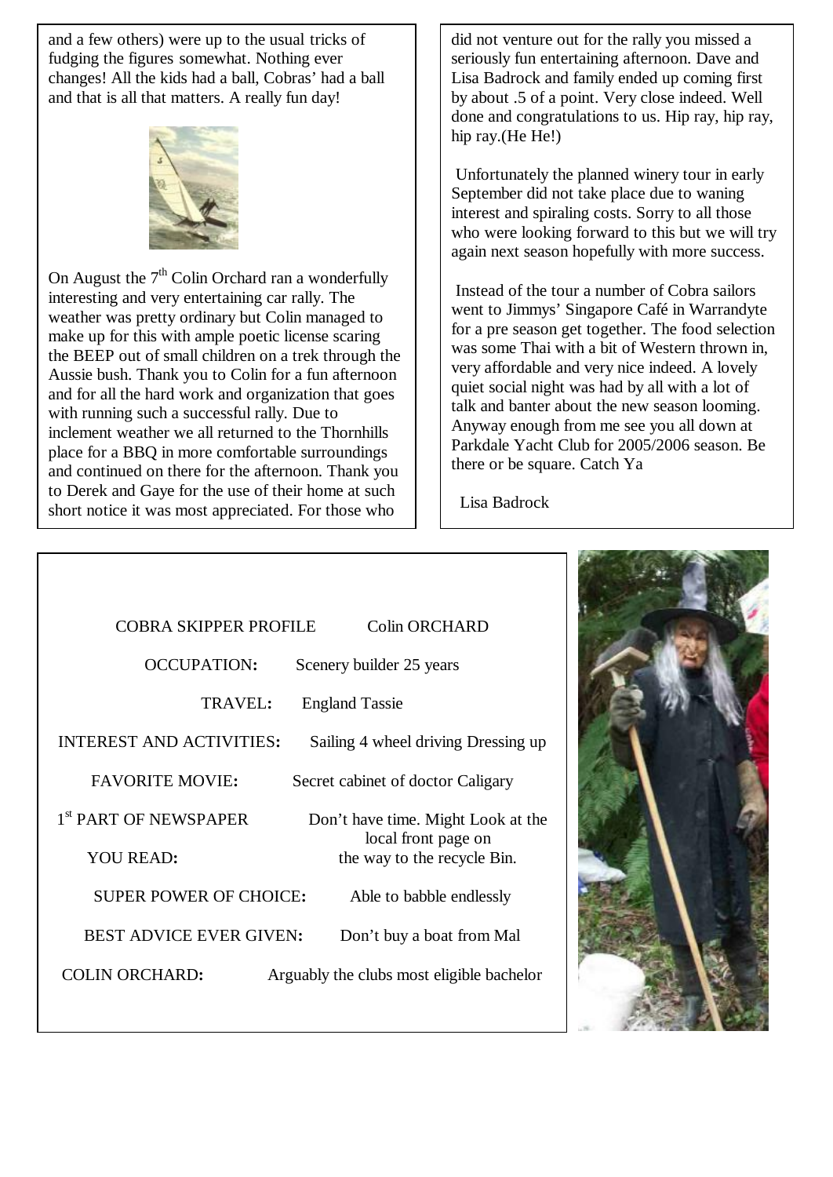and a few others) were up to the usual tricks of fudging the figures somewhat. Nothing ever changes! All the kids had a ball, Cobras' had a ball and that is all that matters. A really fun day!

On August the 7th Colin Orchard ran a wonderfully interesting and very entertaining car rally. The weather was pretty ordinary but Colin managed to make up for this with ample poetic license scaring the BEEP out of small children on a trek through the Aussie bush. Thank you to Colin for a fun afternoon and for all the hard work and organization that goes with running such a successful rally. Due to inclement weather we all returned to the Thornhills place for a BBQ in more comfortable surroundings and continued on there for the afternoon. Thank you to Derek and Gaye for the use of their home at such short notice it was most appreciated. For those who did not venture out for the rally you missed a seriously fun entertaining afternoon. Dave and Lisa Badrock and family ended up coming first by about .5 of a point. Very close indeed. Well done and congratulations to us. Hip ray, hip ray, hip ray.(He He!)

Unfortunately the planned winery tour in early September did not take place due to waning interest and spiraling costs. Sorry to all those who were looking forward to this but we will try again next season hopefully with more success.

Instead of the tour a number of Cobra sailors went to Jimmys' Singapore Café in Warrandyte for a pre season get together. The food selection was some Thai with a bit of Western thrown in, very affordable and very nice indeed. A lovely quiet social night was had by all with a lot of talk and banter about the new season looming. Anyway enough from me see you all down at Parkdale Yacht Club for 2005/2006 season. Be there or be square. Catch Ya

Lisa Badrock

## COBRA SKIPPER PROFILE Colin ORCHARD

**OCCUPATION:** Scenery builder 25 years

**TRAVEL:** England Tassie

**INTEREST AND ACTIVITIES:** Sailing 4 wheel driving Dressing up

**FAVORITE MOVIE:** Secret cabinet of doctor Caligary

**1st PART OF NEWSPAPER YOU READ:** Don't have time. Might Look at the local front page on the way to the recycle Bin.

**SUPER POWER OF CHOICE:** Able to babble endlessly

**BEST ADVICE EVER GIVEN:** Don't buy a boat from Mal

**COLIN ORCHARD:** Arguably the clubs most eligible bachelor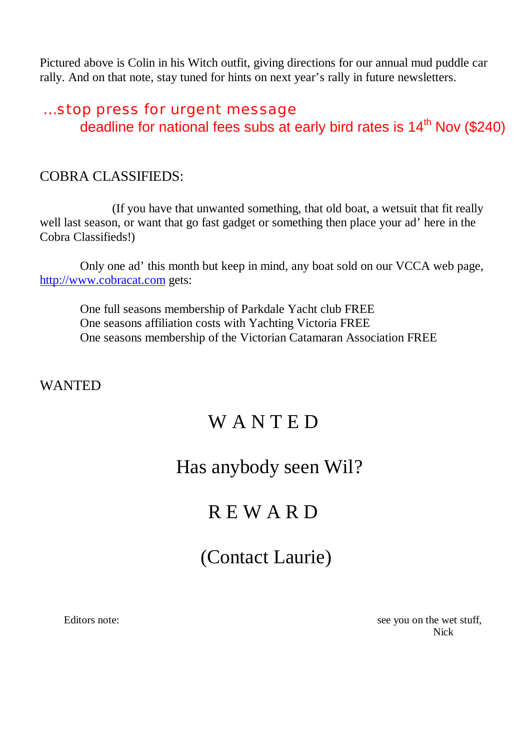Pictured above is Colin in his Witch outfit, giving directions for our annual mud puddle car rally. And on that note, stay tuned for hints on next year's rally in future newsletters.

...stop press for urgent message

deadline for national fees subs at early bird rates is 14th Nov ($240)

## COBRA CLASSIFIEDS:

(If you have that unwanted something, that old boat, a wetsuit that fit really well last season, or want that go fast gadget or something then place your ad' here in the Cobra Classifieds!)

Only one ad' this month but keep in mind, any boat sold on our VCCA web page, http://www.cobracat.com gets:

One full seasons membership of Parkdale Yacht club FREE
One seasons affiliation costs with Yachting Victoria FREE
One seasons membership of the Victorian Catamaran Association FREE

WANTED

# W A N T E D

## Has anybody seen Wil?

# R E W A R D

## (Contact Laurie)

Editors note:

see you on the wet stuff,
Nick